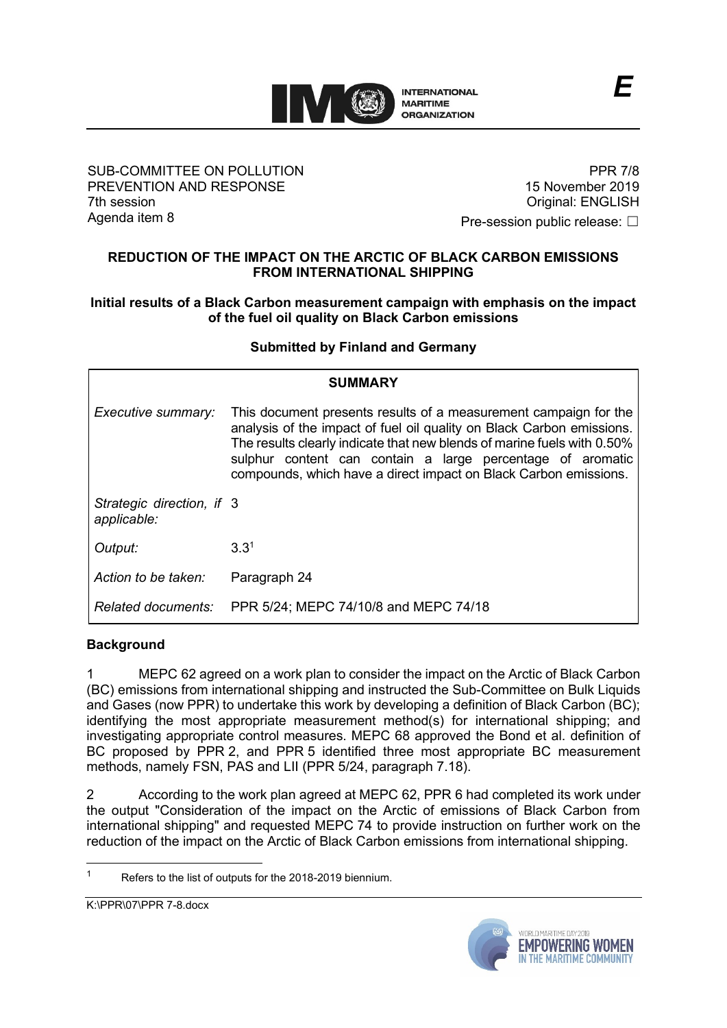SUB-COMMITTEE ON POLLUTION PREVENTION AND RESPONSE
7th session
Agenda item 8

PPR 7/8
15 November 2019
Original: ENGLISH
Pre-session public release: ☐

# REDUCTION OF THE IMPACT ON THE ARCTIC OF BLACK CARBON EMISSIONS FROM INTERNATIONAL SHIPPING

## Initial results of a Black Carbon measurement campaign with emphasis on the impact of the fuel oil quality on Black Carbon emissions

**Submitted by Finland and Germany**

| **SUMMARY** | |
|---|---|
| *Executive summary:* | This document presents results of a measurement campaign for the analysis of the impact of fuel oil quality on Black Carbon emissions. The results clearly indicate that new blends of marine fuels with 0.50% sulphur content can contain a large percentage of aromatic compounds, which have a direct impact on Black Carbon emissions. |
| *Strategic direction, if applicable:* | 3 |
| *Output:* | 3.3[1] |
| *Action to be taken:* | Paragraph 24 |
| *Related documents:* | PPR 5/24; MEPC 74/10/8 and MEPC 74/18 |

### Background

1 MEPC 62 agreed on a work plan to consider the impact on the Arctic of Black Carbon (BC) emissions from international shipping and instructed the Sub-Committee on Bulk Liquids and Gases (now PPR) to undertake this work by developing a definition of Black Carbon (BC); identifying the most appropriate measurement method(s) for international shipping; and investigating appropriate control measures. MEPC 68 approved the Bond et al. definition of BC proposed by PPR 2, and PPR 5 identified three most appropriate BC measurement methods, namely FSN, PAS and LII (PPR 5/24, paragraph 7.18).

2 According to the work plan agreed at MEPC 62, PPR 6 had completed its work under the output "Consideration of the impact on the Arctic of emissions of Black Carbon from international shipping" and requested MEPC 74 to provide instruction on further work on the reduction of the impact on the Arctic of Black Carbon emissions from international shipping.

[1] Refers to the list of outputs for the 2018-2019 biennium.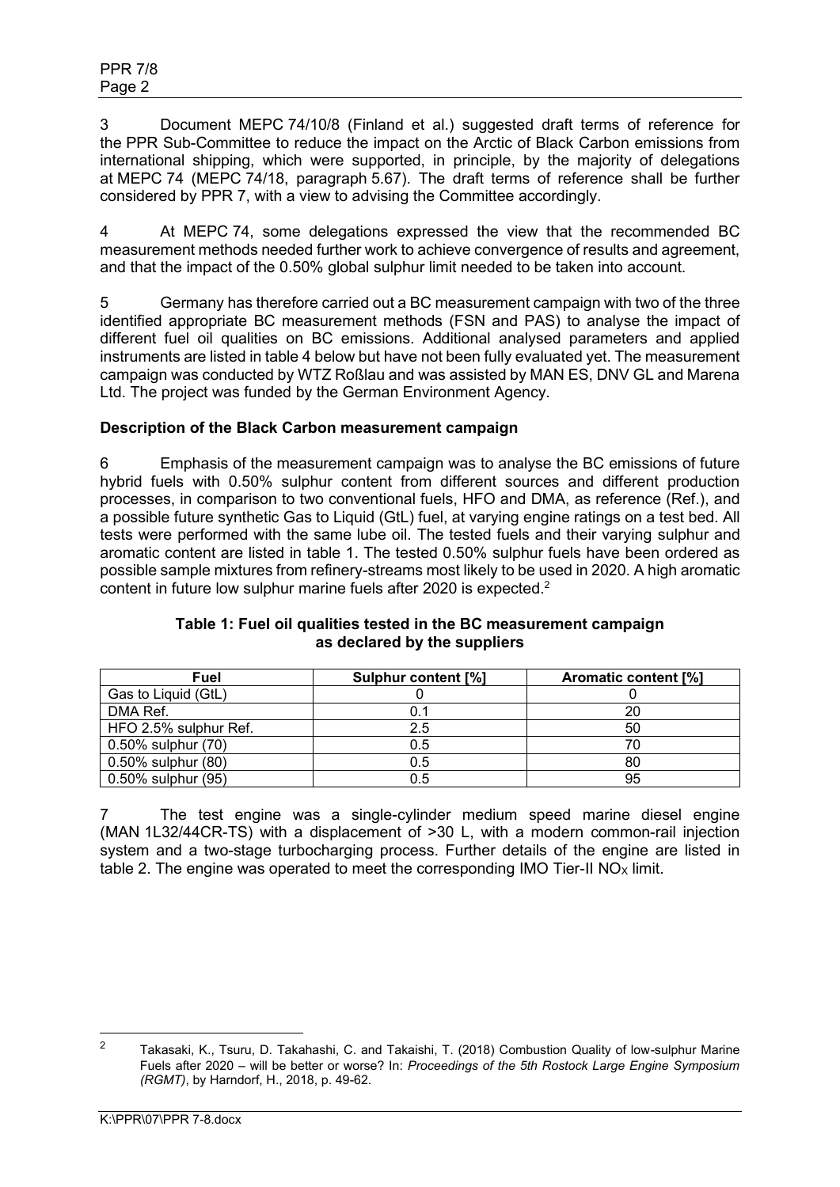3 Document MEPC 74/10/8 (Finland et al.) suggested draft terms of reference for the PPR Sub-Committee to reduce the impact on the Arctic of Black Carbon emissions from international shipping, which were supported, in principle, by the majority of delegations at MEPC 74 (MEPC 74/18, paragraph 5.67). The draft terms of reference shall be further considered by PPR 7, with a view to advising the Committee accordingly.

4 At MEPC 74, some delegations expressed the view that the recommended BC measurement methods needed further work to achieve convergence of results and agreement, and that the impact of the 0.50% global sulphur limit needed to be taken into account.

5 Germany has therefore carried out a BC measurement campaign with two of the three identified appropriate BC measurement methods (FSN and PAS) to analyse the impact of different fuel oil qualities on BC emissions. Additional analysed parameters and applied instruments are listed in table 4 below but have not been fully evaluated yet. The measurement campaign was conducted by WTZ Roßlau and was assisted by MAN ES, DNV GL and Marena Ltd. The project was funded by the German Environment Agency.

**Description of the Black Carbon measurement campaign**

6 Emphasis of the measurement campaign was to analyse the BC emissions of future hybrid fuels with 0.50% sulphur content from different sources and different production processes, in comparison to two conventional fuels, HFO and DMA, as reference (Ref.), and a possible future synthetic Gas to Liquid (GtL) fuel, at varying engine ratings on a test bed. All tests were performed with the same lube oil. The tested fuels and their varying sulphur and aromatic content are listed in table 1. The tested 0.50% sulphur fuels have been ordered as possible sample mixtures from refinery-streams most likely to be used in 2020. A high aromatic content in future low sulphur marine fuels after 2020 is expected.[2]

**Table 1: Fuel oil qualities tested in the BC measurement campaign as declared by the suppliers**

| Fuel | Sulphur content [%] | Aromatic content [%] |
|---|---|---|
| Gas to Liquid (GtL) | 0 | 0 |
| DMA Ref. | 0.1 | 20 |
| HFO 2.5% sulphur Ref. | 2.5 | 50 |
| 0.50% sulphur (70) | 0.5 | 70 |
| 0.50% sulphur (80) | 0.5 | 80 |
| 0.50% sulphur (95) | 0.5 | 95 |

7 The test engine was a single-cylinder medium speed marine diesel engine (MAN 1L32/44CR-TS) with a displacement of >30 L, with a modern common-rail injection system and a two-stage turbocharging process. Further details of the engine are listed in table 2. The engine was operated to meet the corresponding IMO Tier-II $NO_X$ limit.

[2] Takasaki, K., Tsuru, D. Takahashi, C. and Takaishi, T. (2018) Combustion Quality of low-sulphur Marine Fuels after 2020 – will be better or worse? In: *Proceedings of the 5th Rostock Large Engine Symposium (RGMT)*, by Harndorf, H., 2018, p. 49-62.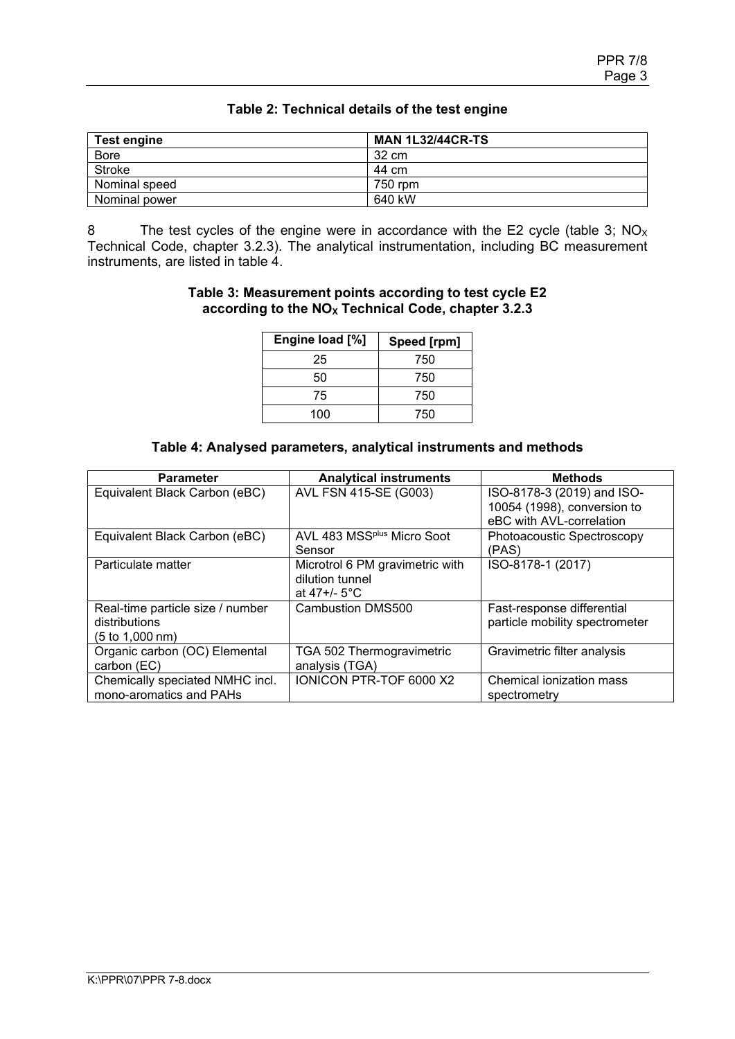**Table 2: Technical details of the test engine**

| Test engine | MAN 1L32/44CR-TS |
|---|---|
| Bore | 32 cm |
| Stroke | 44 cm |
| Nominal speed | 750 rpm |
| Nominal power | 640 kW |

8 The test cycles of the engine were in accordance with the E2 cycle (table 3; $NO_X$ Technical Code, chapter 3.2.3). The analytical instrumentation, including BC measurement instruments, are listed in table 4.

**Table 3: Measurement points according to test cycle E2 according to the $NO_X$ Technical Code, chapter 3.2.3**

| Engine load [%] | Speed [rpm] |
|---|---|
| 25 | 750 |
| 50 | 750 |
| 75 | 750 |
| 100 | 750 |

**Table 4: Analysed parameters, analytical instruments and methods**

| Parameter | Analytical instruments | Methods |
|---|---|---|
| Equivalent Black Carbon (eBC) | AVL FSN 415-SE (G003) | ISO-8178-3 (2019) and ISO-10054 (1998), conversion to eBC with AVL-correlation |
| Equivalent Black Carbon (eBC) | AVL 483 MSS[plus] Micro Soot Sensor | Photoacoustic Spectroscopy (PAS) |
| Particulate matter | Microtrol 6 PM gravimetric with dilution tunnel at 47+/- 5°C | ISO-8178-1 (2017) |
| Real-time particle size / number distributions (5 to 1,000 nm) | Cambustion DMS500 | Fast-response differential particle mobility spectrometer |
| Organic carbon (OC) Elemental carbon (EC) | TGA 502 Thermogravimetric analysis (TGA) | Gravimetric filter analysis |
| Chemically speciated NMHC incl. mono-aromatics and PAHs | IONICON PTR-TOF 6000 X2 | Chemical ionization mass spectrometry |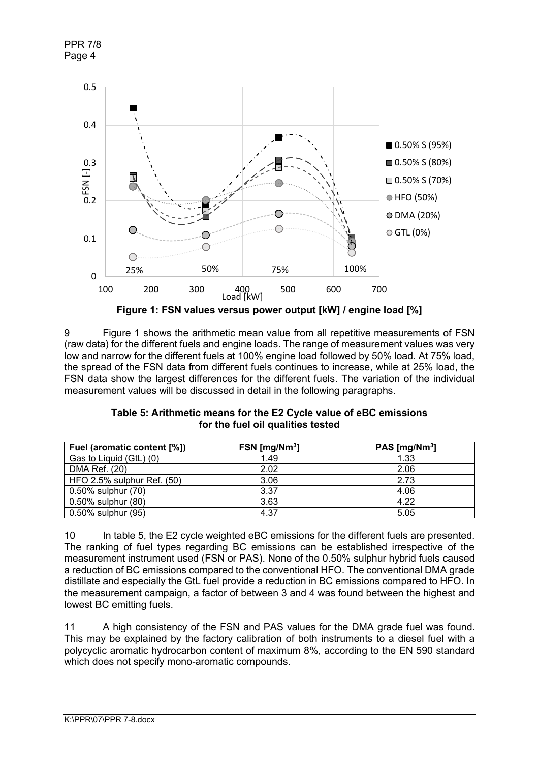**Figure 1: FSN values versus power output [kW] / engine load [%]**

9 Figure 1 shows the arithmetic mean value from all repetitive measurements of FSN (raw data) for the different fuels and engine loads. The range of measurement values was very low and narrow for the different fuels at 100% engine load followed by 50% load. At 75% load, the spread of the FSN data from different fuels continues to increase, while at 25% load, the FSN data show the largest differences for the different fuels. The variation of the individual measurement values will be discussed in detail in the following paragraphs.

**Table 5: Arithmetic means for the E2 Cycle value of eBC emissions for the fuel oil qualities tested**

| Fuel (aromatic content [%]) | FSN [mg/Nm$^3$] | PAS [mg/Nm$^3$] |
|---|---|---|
| Gas to Liquid (GtL) (0) | 1.49 | 1.33 |
| DMA Ref. (20) | 2.02 | 2.06 |
| HFO 2.5% sulphur Ref. (50) | 3.06 | 2.73 |
| 0.50% sulphur (70) | 3.37 | 4.06 |
| 0.50% sulphur (80) | 3.63 | 4.22 |
| 0.50% sulphur (95) | 4.37 | 5.05 |

10 In table 5, the E2 cycle weighted eBC emissions for the different fuels are presented. The ranking of fuel types regarding BC emissions can be established irrespective of the measurement instrument used (FSN or PAS). None of the 0.50% sulphur hybrid fuels caused a reduction of BC emissions compared to the conventional HFO. The conventional DMA grade distillate and especially the GtL fuel provide a reduction in BC emissions compared to HFO. In the measurement campaign, a factor of between 3 and 4 was found between the highest and lowest BC emitting fuels.

11 A high consistency of the FSN and PAS values for the DMA grade fuel was found. This may be explained by the factory calibration of both instruments to a diesel fuel with a polycyclic aromatic hydrocarbon content of maximum 8%, according to the EN 590 standard which does not specify mono-aromatic compounds.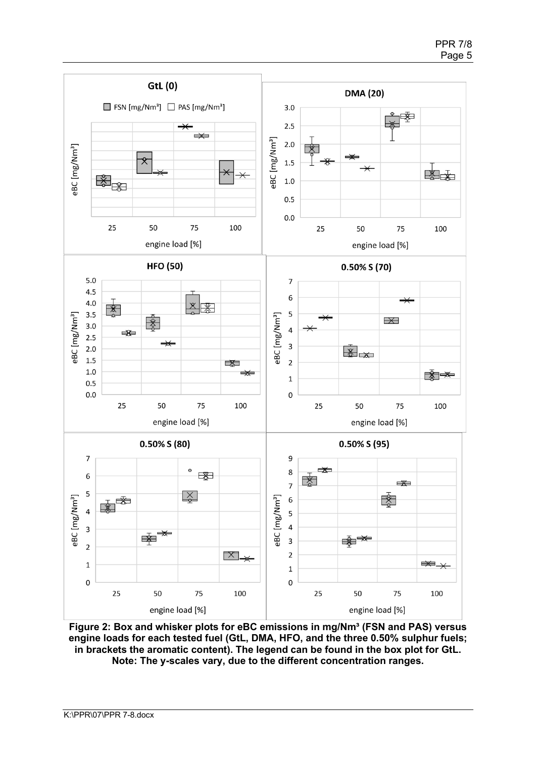**Figure 2: Box and whisker plots for eBC emissions in mg/Nm³ (FSN and PAS) versus engine loads for each tested fuel (GtL, DMA, HFO, and the three 0.50% sulphur fuels; in brackets the aromatic content). The legend can be found in the box plot for GtL. Note: The y-scales vary, due to the different concentration ranges.**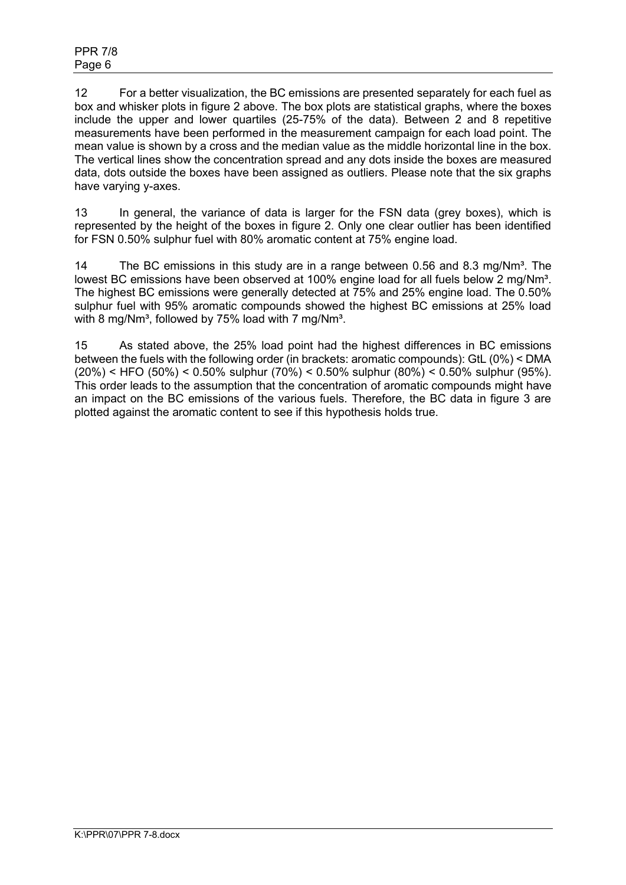12 For a better visualization, the BC emissions are presented separately for each fuel as box and whisker plots in figure 2 above. The box plots are statistical graphs, where the boxes include the upper and lower quartiles (25-75% of the data). Between 2 and 8 repetitive measurements have been performed in the measurement campaign for each load point. The mean value is shown by a cross and the median value as the middle horizontal line in the box. The vertical lines show the concentration spread and any dots inside the boxes are measured data, dots outside the boxes have been assigned as outliers. Please note that the six graphs have varying y-axes.

13 In general, the variance of data is larger for the FSN data (grey boxes), which is represented by the height of the boxes in figure 2. Only one clear outlier has been identified for FSN 0.50% sulphur fuel with 80% aromatic content at 75% engine load.

14 The BC emissions in this study are in a range between 0.56 and 8.3 mg/Nm³. The lowest BC emissions have been observed at 100% engine load for all fuels below 2 mg/Nm³. The highest BC emissions were generally detected at 75% and 25% engine load. The 0.50% sulphur fuel with 95% aromatic compounds showed the highest BC emissions at 25% load with 8 mg/Nm³, followed by 75% load with 7 mg/Nm³.

15 As stated above, the 25% load point had the highest differences in BC emissions between the fuels with the following order (in brackets: aromatic compounds): GtL (0%) < DMA (20%) < HFO (50%) < 0.50% sulphur (70%) < 0.50% sulphur (80%) < 0.50% sulphur (95%). This order leads to the assumption that the concentration of aromatic compounds might have an impact on the BC emissions of the various fuels. Therefore, the BC data in figure 3 are plotted against the aromatic content to see if this hypothesis holds true.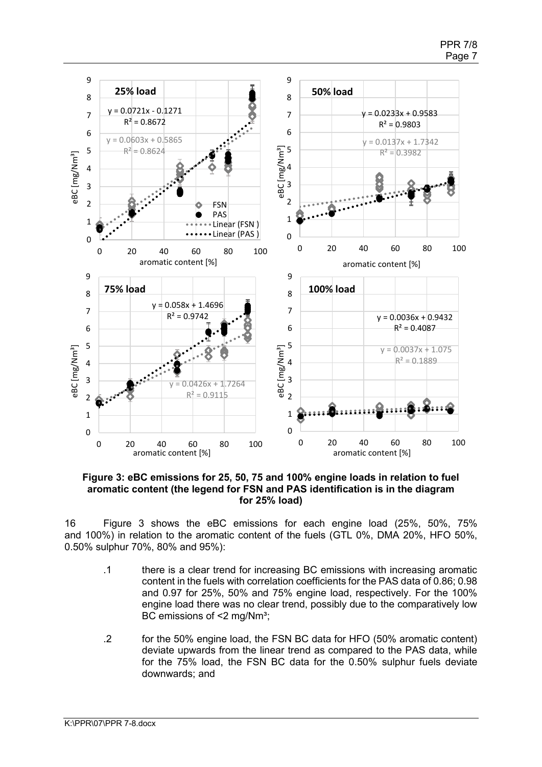**Figure 3: eBC emissions for 25, 50, 75 and 100% engine loads in relation to fuel aromatic content (the legend for FSN and PAS identification is in the diagram for 25% load)**

16 Figure 3 shows the eBC emissions for each engine load (25%, 50%, 75% and 100%) in relation to the aromatic content of the fuels (GTL 0%, DMA 20%, HFO 50%, 0.50% sulphur 70%, 80% and 95%):

.1 there is a clear trend for increasing BC emissions with increasing aromatic content in the fuels with correlation coefficients for the PAS data of 0.86; 0.98 and 0.97 for 25%, 50% and 75% engine load, respectively. For the 100% engine load there was no clear trend, possibly due to the comparatively low BC emissions of <2 mg/Nm³;

.2 for the 50% engine load, the FSN BC data for HFO (50% aromatic content) deviate upwards from the linear trend as compared to the PAS data, while for the 75% load, the FSN BC data for the 0.50% sulphur fuels deviate downwards; and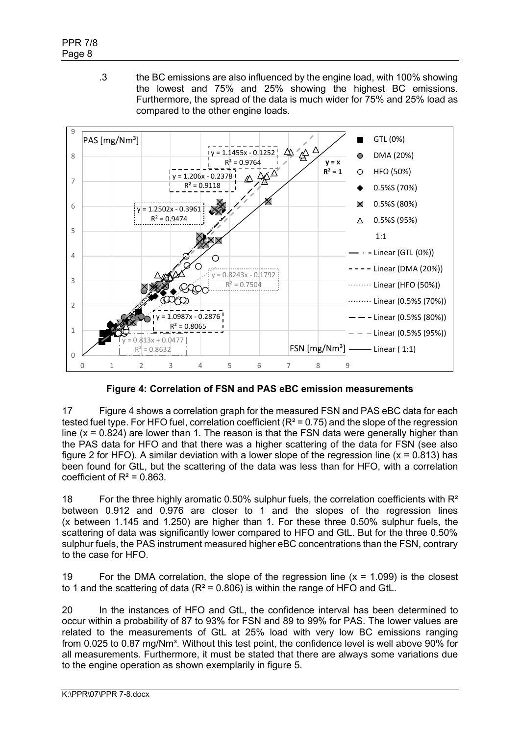.3 the BC emissions are also influenced by the engine load, with 100% showing the lowest and 75% and 25% showing the highest BC emissions. Furthermore, the spread of the data is much wider for 75% and 25% load as compared to the other engine loads.

**Figure 4: Correlation of FSN and PAS eBC emission measurements**

17 Figure 4 shows a correlation graph for the measured FSN and PAS eBC data for each tested fuel type. For HFO fuel, correlation coefficient ($R^2 = 0.75$) and the slope of the regression line ($x = 0.824$) are lower than 1. The reason is that the FSN data were generally higher than the PAS data for HFO and that there was a higher scattering of the data for FSN (see also figure 2 for HFO). A similar deviation with a lower slope of the regression line ($x = 0.813$) has been found for GtL, but the scattering of the data was less than for HFO, with a correlation coefficient of $R^2 = 0.863$.

18 For the three highly aromatic 0.50% sulphur fuels, the correlation coefficients with $R^2$ between 0.912 and 0.976 are closer to 1 and the slopes of the regression lines (x between 1.145 and 1.250) are higher than 1. For these three 0.50% sulphur fuels, the scattering of data was significantly lower compared to HFO and GtL. But for the three 0.50% sulphur fuels, the PAS instrument measured higher eBC concentrations than the FSN, contrary to the case for HFO.

19 For the DMA correlation, the slope of the regression line ($x = 1.099$) is the closest to 1 and the scattering of data ($R^2 = 0.806$) is within the range of HFO and GtL.

20 In the instances of HFO and GtL, the confidence interval has been determined to occur within a probability of 87 to 93% for FSN and 89 to 99% for PAS. The lower values are related to the measurements of GtL at 25% load with very low BC emissions ranging from 0.025 to 0.87 mg/Nm³. Without this test point, the confidence level is well above 90% for all measurements. Furthermore, it must be stated that there are always some variations due to the engine operation as shown exemplarily in figure 5.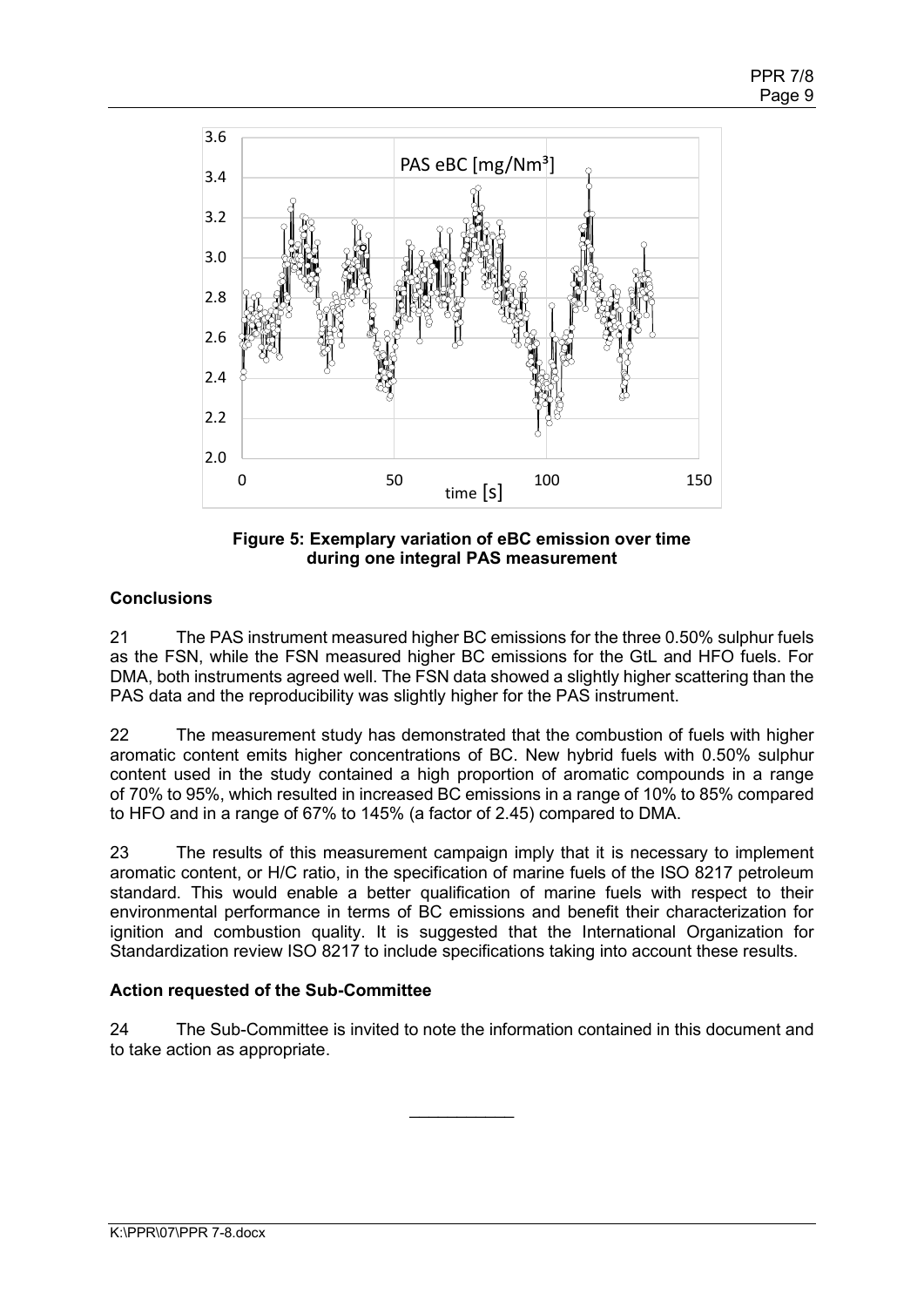3.6
3.4
3.2
3.0
2.8
2.6
2.4
2.2
2.0

PAS eBC [mg/Nm³]

0
50
100
150

time [s]

**Figure 5: Exemplary variation of eBC emission over time during one integral PAS measurement**

### Conclusions

21 The PAS instrument measured higher BC emissions for the three 0.50% sulphur fuels as the FSN, while the FSN measured higher BC emissions for the GtL and HFO fuels. For DMA, both instruments agreed well. The FSN data showed a slightly higher scattering than the PAS data and the reproducibility was slightly higher for the PAS instrument.

22 The measurement study has demonstrated that the combustion of fuels with higher aromatic content emits higher concentrations of BC. New hybrid fuels with 0.50% sulphur content used in the study contained a high proportion of aromatic compounds in a range of 70% to 95%, which resulted in increased BC emissions in a range of 10% to 85% compared to HFO and in a range of 67% to 145% (a factor of 2.45) compared to DMA.

23 The results of this measurement campaign imply that it is necessary to implement aromatic content, or H/C ratio, in the specification of marine fuels of the ISO 8217 petroleum standard. This would enable a better qualification of marine fuels with respect to their environmental performance in terms of BC emissions and benefit their characterization for ignition and combustion quality. It is suggested that the International Organization for Standardization review ISO 8217 to include specifications taking into account these results.

### Action requested of the Sub-Committee

24 The Sub-Committee is invited to note the information contained in this document and to take action as appropriate.

\_\_\_\_\_\_\_\_\_\_\_